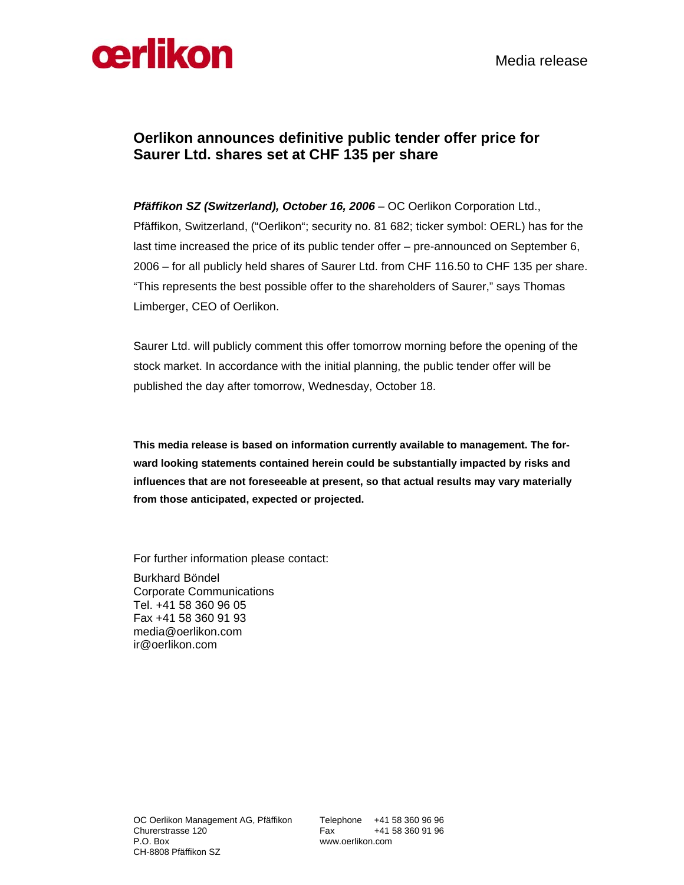oerlikon

Media release

# Oerlikon announces definitive public tender offer price for Saurer Ltd. shares set at CHF 135 per share

***Pfäffikon SZ (Switzerland), October 16, 2006*** – OC Oerlikon Corporation Ltd., Pfäffikon, Switzerland, ("Oerlikon"; security no. 81 682; ticker symbol: OERL) has for the last time increased the price of its public tender offer – pre-announced on September 6, 2006 – for all publicly held shares of Saurer Ltd. from CHF 116.50 to CHF 135 per share. "This represents the best possible offer to the shareholders of Saurer," says Thomas Limberger, CEO of Oerlikon.

Saurer Ltd. will publicly comment this offer tomorrow morning before the opening of the stock market. In accordance with the initial planning, the public tender offer will be published the day after tomorrow, Wednesday, October 18.

**This media release is based on information currently available to management. The forward looking statements contained herein could be substantially impacted by risks and influences that are not foreseeable at present, so that actual results may vary materially from those anticipated, expected or projected.**

For further information please contact:

Burkhard Böndel
Corporate Communications
Tel. +41 58 360 96 05
Fax +41 58 360 91 93
media@oerlikon.com
ir@oerlikon.com

OC Oerlikon Management AG, Pfäffikon
Churerstrasse 120
P.O. Box
CH-8808 Pfäffikon SZ

Telephone +41 58 360 96 96
Fax +41 58 360 91 96
www.oerlikon.com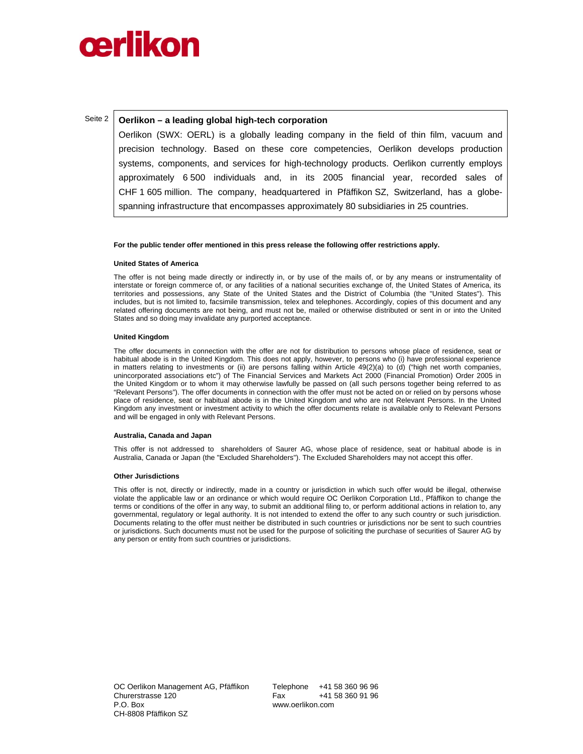**Oerlikon – a leading global high-tech corporation**

Oerlikon (SWX: OERL) is a globally leading company in the field of thin film, vacuum and precision technology. Based on these core competencies, Oerlikon develops production systems, components, and services for high-technology products. Oerlikon currently employs approximately 6 500 individuals and, in its 2005 financial year, recorded sales of CHF 1 605 million. The company, headquartered in Pfäffikon SZ, Switzerland, has a globe-spanning infrastructure that encompasses approximately 80 subsidiaries in 25 countries.

**For the public tender offer mentioned in this press release the following offer restrictions apply.**

**United States of America**

The offer is not being made directly or indirectly in, or by use of the mails of, or by any means or instrumentality of interstate or foreign commerce of, or any facilities of a national securities exchange of, the United States of America, its territories and possessions, any State of the United States and the District of Columbia (the "United States"). This includes, but is not limited to, facsimile transmission, telex and telephones. Accordingly, copies of this document and any related offering documents are not being, and must not be, mailed or otherwise distributed or sent in or into the United States and so doing may invalidate any purported acceptance.

**United Kingdom**

The offer documents in connection with the offer are not for distribution to persons whose place of residence, seat or habitual abode is in the United Kingdom. This does not apply, however, to persons who (i) have professional experience in matters relating to investments or (ii) are persons falling within Article 49(2)(a) to (d) ("high net worth companies, unincorporated associations etc") of The Financial Services and Markets Act 2000 (Financial Promotion) Order 2005 in the United Kingdom or to whom it may otherwise lawfully be passed on (all such persons together being referred to as "Relevant Persons"). The offer documents in connection with the offer must not be acted on or relied on by persons whose place of residence, seat or habitual abode is in the United Kingdom and who are not Relevant Persons. In the United Kingdom any investment or investment activity to which the offer documents relate is available only to Relevant Persons and will be engaged in only with Relevant Persons.

**Australia, Canada and Japan**

This offer is not addressed to shareholders of Saurer AG, whose place of residence, seat or habitual abode is in Australia, Canada or Japan (the "Excluded Shareholders"). The Excluded Shareholders may not accept this offer.

**Other Jurisdictions**

This offer is not, directly or indirectly, made in a country or jurisdiction in which such offer would be illegal, otherwise violate the applicable law or an ordinance or which would require OC Oerlikon Corporation Ltd., Pfäffikon to change the terms or conditions of the offer in any way, to submit an additional filing to, or perform additional actions in relation to, any governmental, regulatory or legal authority. It is not intended to extend the offer to any such country or such jurisdiction. Documents relating to the offer must neither be distributed in such countries or jurisdictions nor be sent to such countries or jurisdictions. Such documents must not be used for the purpose of soliciting the purchase of securities of Saurer AG by any person or entity from such countries or jurisdictions.